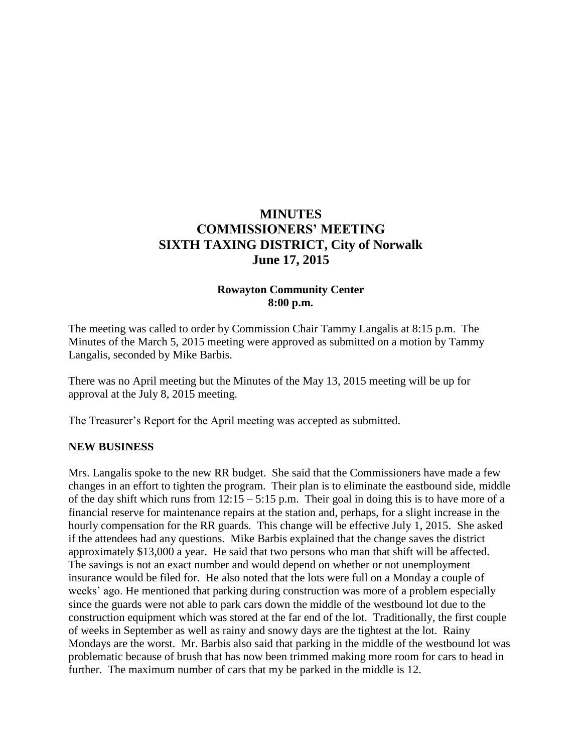# MINUTES
# COMMISSIONERS' MEETING
# SIXTH TAXING DISTRICT, City of Norwalk
# June 17, 2015

**Rowayton Community Center**
**8:00 p.m.**

The meeting was called to order by Commission Chair Tammy Langalis at 8:15 p.m. The Minutes of the March 5, 2015 meeting were approved as submitted on a motion by Tammy Langalis, seconded by Mike Barbis.

There was no April meeting but the Minutes of the May 13, 2015 meeting will be up for approval at the July 8, 2015 meeting.

The Treasurer's Report for the April meeting was accepted as submitted.

**NEW BUSINESS**

Mrs. Langalis spoke to the new RR budget. She said that the Commissioners have made a few changes in an effort to tighten the program. Their plan is to eliminate the eastbound side, middle of the day shift which runs from 12:15 – 5:15 p.m. Their goal in doing this is to have more of a financial reserve for maintenance repairs at the station and, perhaps, for a slight increase in the hourly compensation for the RR guards. This change will be effective July 1, 2015. She asked if the attendees had any questions. Mike Barbis explained that the change saves the district approximately $13,000 a year. He said that two persons who man that shift will be affected. The savings is not an exact number and would depend on whether or not unemployment insurance would be filed for. He also noted that the lots were full on a Monday a couple of weeks' ago. He mentioned that parking during construction was more of a problem especially since the guards were not able to park cars down the middle of the westbound lot due to the construction equipment which was stored at the far end of the lot. Traditionally, the first couple of weeks in September as well as rainy and snowy days are the tightest at the lot. Rainy Mondays are the worst. Mr. Barbis also said that parking in the middle of the westbound lot was problematic because of brush that has now been trimmed making more room for cars to head in further. The maximum number of cars that my be parked in the middle is 12.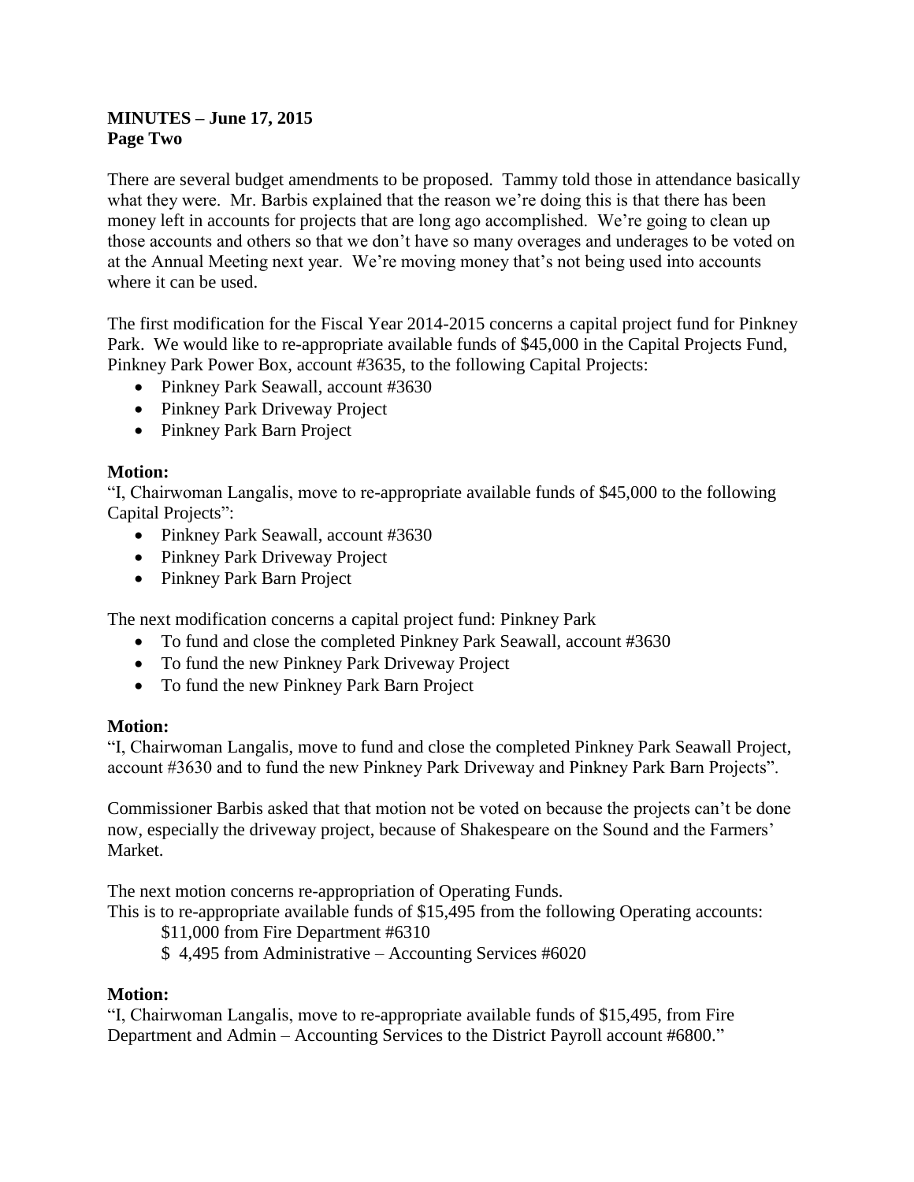**MINUTES – June 17, 2015**
**Page Two**

There are several budget amendments to be proposed. Tammy told those in attendance basically what they were. Mr. Barbis explained that the reason we're doing this is that there has been money left in accounts for projects that are long ago accomplished. We're going to clean up those accounts and others so that we don't have so many overages and underages to be voted on at the Annual Meeting next year. We're moving money that's not being used into accounts where it can be used.

The first modification for the Fiscal Year 2014-2015 concerns a capital project fund for Pinkney Park. We would like to re-appropriate available funds of $45,000 in the Capital Projects Fund, Pinkney Park Power Box, account #3635, to the following Capital Projects:

- Pinkney Park Seawall, account #3630
- Pinkney Park Driveway Project
- Pinkney Park Barn Project

**Motion:**
"I, Chairwoman Langalis, move to re-appropriate available funds of $45,000 to the following Capital Projects":

- Pinkney Park Seawall, account #3630
- Pinkney Park Driveway Project
- Pinkney Park Barn Project

The next modification concerns a capital project fund: Pinkney Park

- To fund and close the completed Pinkney Park Seawall, account #3630
- To fund the new Pinkney Park Driveway Project
- To fund the new Pinkney Park Barn Project

**Motion:**
"I, Chairwoman Langalis, move to fund and close the completed Pinkney Park Seawall Project, account #3630 and to fund the new Pinkney Park Driveway and Pinkney Park Barn Projects".

Commissioner Barbis asked that that motion not be voted on because the projects can't be done now, especially the driveway project, because of Shakespeare on the Sound and the Farmers' Market.

The next motion concerns re-appropriation of Operating Funds.
This is to re-appropriate available funds of $15,495 from the following Operating accounts:

$11,000 from Fire Department #6310
$ 4,495 from Administrative – Accounting Services #6020

**Motion:**
"I, Chairwoman Langalis, move to re-appropriate available funds of $15,495, from Fire Department and Admin – Accounting Services to the District Payroll account #6800."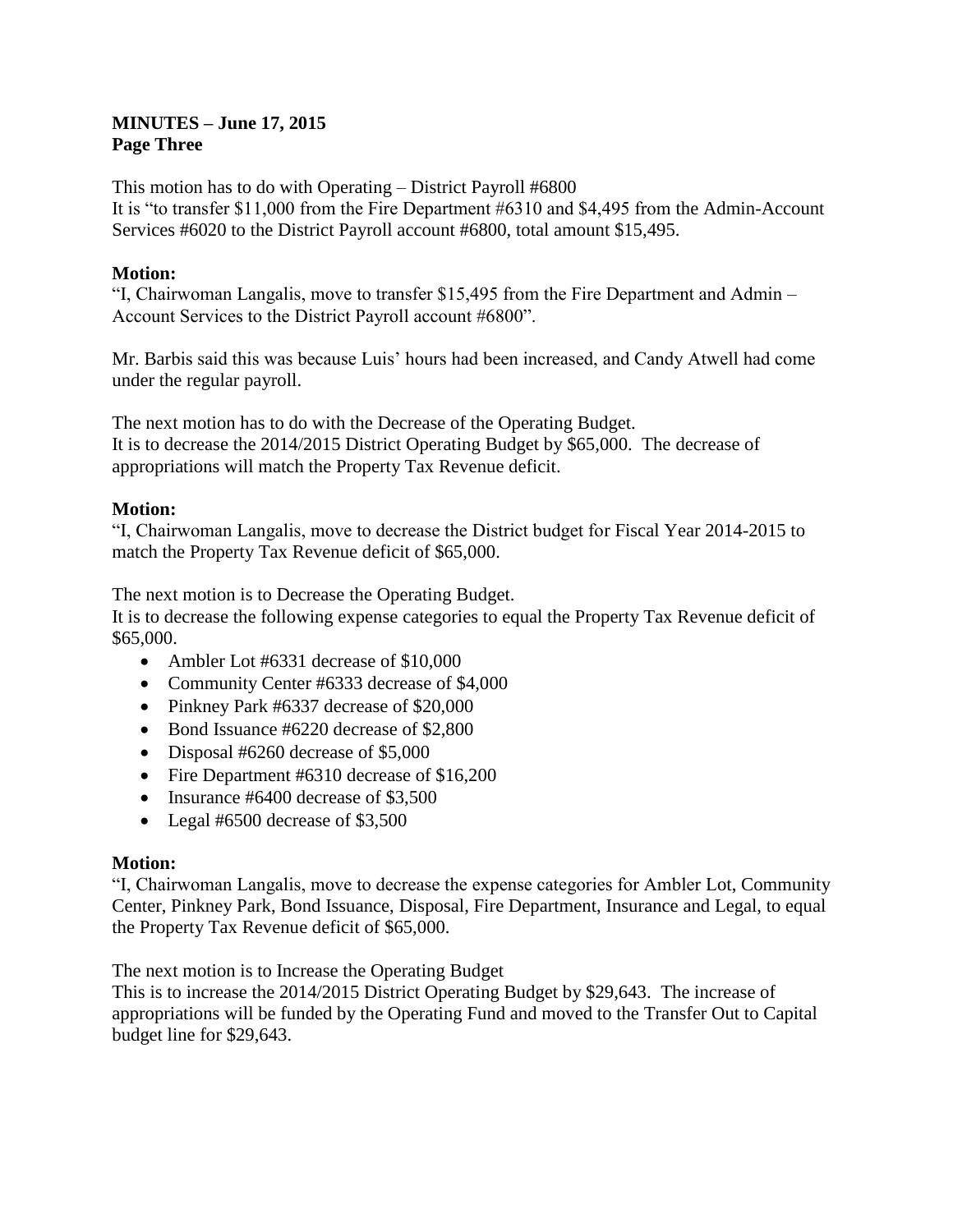**MINUTES – June 17, 2015**
**Page Three**

This motion has to do with Operating – District Payroll #6800
It is "to transfer $11,000 from the Fire Department #6310 and $4,495 from the Admin-Account Services #6020 to the District Payroll account #6800, total amount $15,495.

**Motion:**
"I, Chairwoman Langalis, move to transfer $15,495 from the Fire Department and Admin – Account Services to the District Payroll account #6800".

Mr. Barbis said this was because Luis' hours had been increased, and Candy Atwell had come under the regular payroll.

The next motion has to do with the Decrease of the Operating Budget.
It is to decrease the 2014/2015 District Operating Budget by $65,000. The decrease of appropriations will match the Property Tax Revenue deficit.

**Motion:**
"I, Chairwoman Langalis, move to decrease the District budget for Fiscal Year 2014-2015 to match the Property Tax Revenue deficit of $65,000.

The next motion is to Decrease the Operating Budget.
It is to decrease the following expense categories to equal the Property Tax Revenue deficit of $65,000.

- Ambler Lot #6331 decrease of $10,000
- Community Center #6333 decrease of $4,000
- Pinkney Park #6337 decrease of $20,000
- Bond Issuance #6220 decrease of $2,800
- Disposal #6260 decrease of $5,000
- Fire Department #6310 decrease of $16,200
- Insurance #6400 decrease of $3,500
- Legal #6500 decrease of $3,500

**Motion:**
"I, Chairwoman Langalis, move to decrease the expense categories for Ambler Lot, Community Center, Pinkney Park, Bond Issuance, Disposal, Fire Department, Insurance and Legal, to equal the Property Tax Revenue deficit of $65,000.

The next motion is to Increase the Operating Budget
This is to increase the 2014/2015 District Operating Budget by $29,643. The increase of appropriations will be funded by the Operating Fund and moved to the Transfer Out to Capital budget line for $29,643.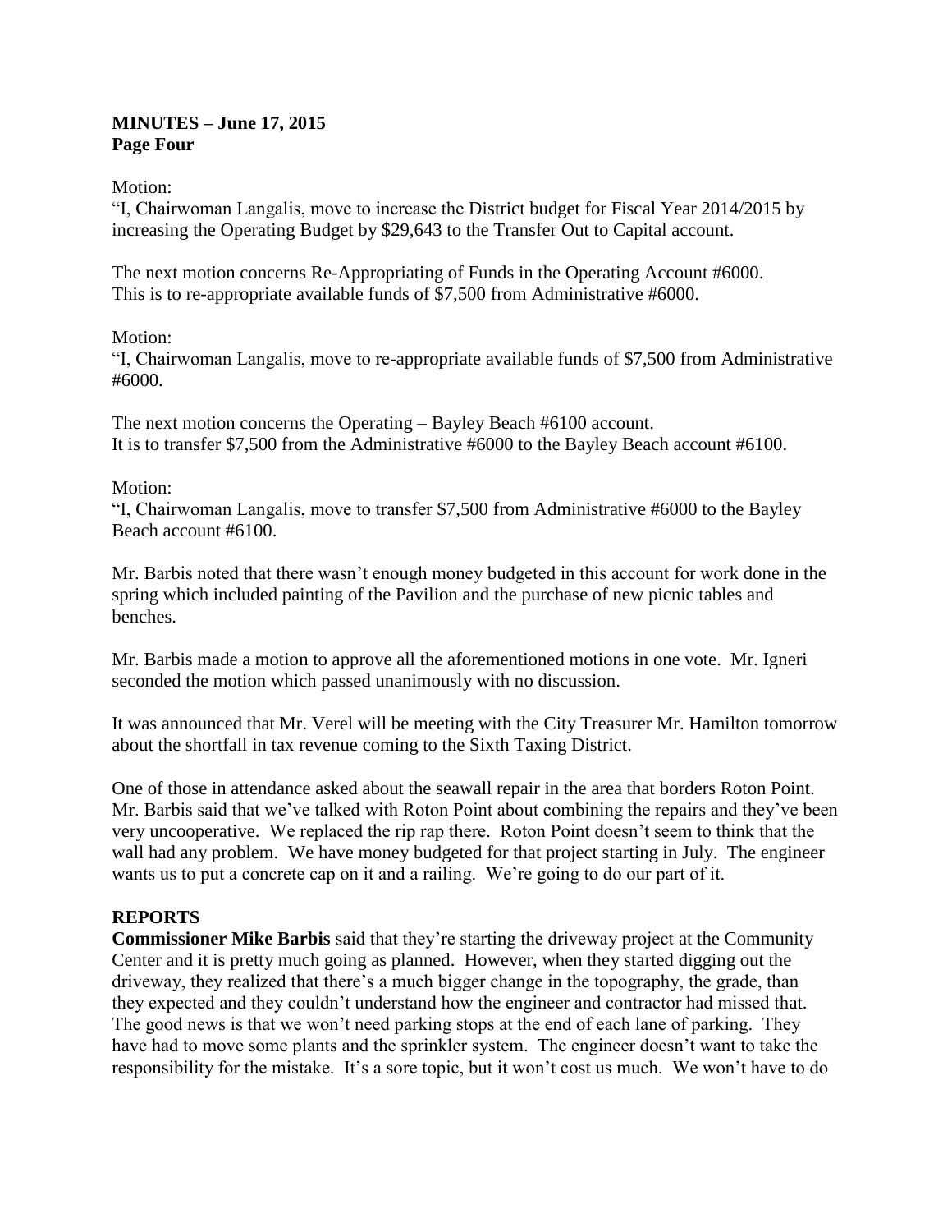**MINUTES – June 17, 2015**
**Page Four**

Motion:
"I, Chairwoman Langalis, move to increase the District budget for Fiscal Year 2014/2015 by increasing the Operating Budget by $29,643 to the Transfer Out to Capital account.

The next motion concerns Re-Appropriating of Funds in the Operating Account #6000. This is to re-appropriate available funds of $7,500 from Administrative #6000.

Motion:
"I, Chairwoman Langalis, move to re-appropriate available funds of $7,500 from Administrative #6000.

The next motion concerns the Operating – Bayley Beach #6100 account. It is to transfer $7,500 from the Administrative #6000 to the Bayley Beach account #6100.

Motion:
"I, Chairwoman Langalis, move to transfer $7,500 from Administrative #6000 to the Bayley Beach account #6100.

Mr. Barbis noted that there wasn't enough money budgeted in this account for work done in the spring which included painting of the Pavilion and the purchase of new picnic tables and benches.

Mr. Barbis made a motion to approve all the aforementioned motions in one vote. Mr. Igneri seconded the motion which passed unanimously with no discussion.

It was announced that Mr. Verel will be meeting with the City Treasurer Mr. Hamilton tomorrow about the shortfall in tax revenue coming to the Sixth Taxing District.

One of those in attendance asked about the seawall repair in the area that borders Roton Point. Mr. Barbis said that we've talked with Roton Point about combining the repairs and they've been very uncooperative. We replaced the rip rap there. Roton Point doesn't seem to think that the wall had any problem. We have money budgeted for that project starting in July. The engineer wants us to put a concrete cap on it and a railing. We're going to do our part of it.

## REPORTS

**Commissioner Mike Barbis** said that they're starting the driveway project at the Community Center and it is pretty much going as planned. However, when they started digging out the driveway, they realized that there's a much bigger change in the topography, the grade, than they expected and they couldn't understand how the engineer and contractor had missed that. The good news is that we won't need parking stops at the end of each lane of parking. They have had to move some plants and the sprinkler system. The engineer doesn't want to take the responsibility for the mistake. It's a sore topic, but it won't cost us much. We won't have to do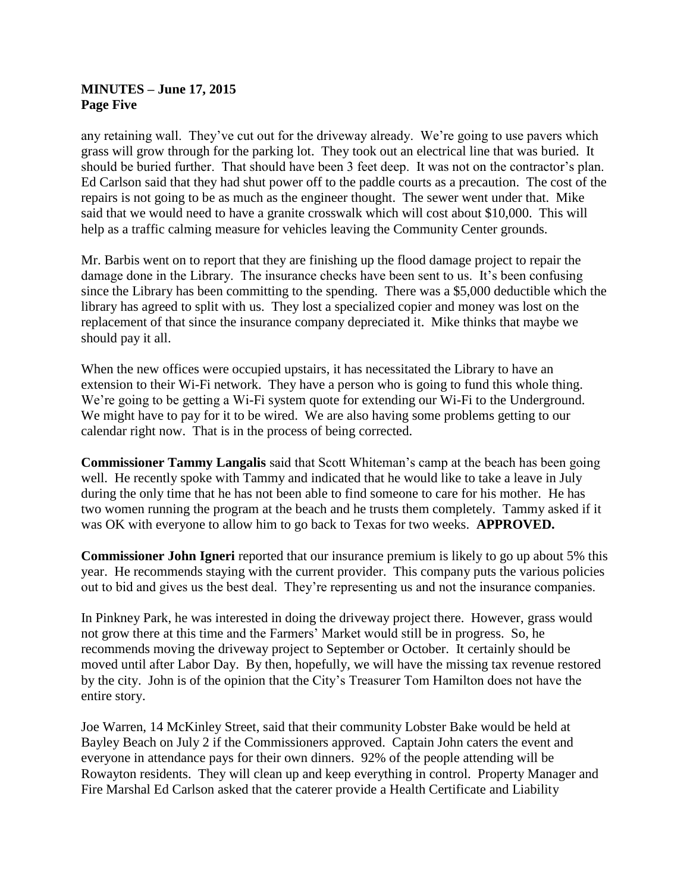any retaining wall. They've cut out for the driveway already. We're going to use pavers which grass will grow through for the parking lot. They took out an electrical line that was buried. It should be buried further. That should have been 3 feet deep. It was not on the contractor's plan. Ed Carlson said that they had shut power off to the paddle courts as a precaution. The cost of the repairs is not going to be as much as the engineer thought. The sewer went under that. Mike said that we would need to have a granite crosswalk which will cost about $10,000. This will help as a traffic calming measure for vehicles leaving the Community Center grounds.

Mr. Barbis went on to report that they are finishing up the flood damage project to repair the damage done in the Library. The insurance checks have been sent to us. It's been confusing since the Library has been committing to the spending. There was a $5,000 deductible which the library has agreed to split with us. They lost a specialized copier and money was lost on the replacement of that since the insurance company depreciated it. Mike thinks that maybe we should pay it all.

When the new offices were occupied upstairs, it has necessitated the Library to have an extension to their Wi-Fi network. They have a person who is going to fund this whole thing. We're going to be getting a Wi-Fi system quote for extending our Wi-Fi to the Underground. We might have to pay for it to be wired. We are also having some problems getting to our calendar right now. That is in the process of being corrected.

**Commissioner Tammy Langalis** said that Scott Whiteman's camp at the beach has been going well. He recently spoke with Tammy and indicated that he would like to take a leave in July during the only time that he has not been able to find someone to care for his mother. He has two women running the program at the beach and he trusts them completely. Tammy asked if it was OK with everyone to allow him to go back to Texas for two weeks. **APPROVED.**

**Commissioner John Igneri** reported that our insurance premium is likely to go up about 5% this year. He recommends staying with the current provider. This company puts the various policies out to bid and gives us the best deal. They're representing us and not the insurance companies.

In Pinkney Park, he was interested in doing the driveway project there. However, grass would not grow there at this time and the Farmers' Market would still be in progress. So, he recommends moving the driveway project to September or October. It certainly should be moved until after Labor Day. By then, hopefully, we will have the missing tax revenue restored by the city. John is of the opinion that the City's Treasurer Tom Hamilton does not have the entire story.

Joe Warren, 14 McKinley Street, said that their community Lobster Bake would be held at Bayley Beach on July 2 if the Commissioners approved. Captain John caters the event and everyone in attendance pays for their own dinners. 92% of the people attending will be Rowayton residents. They will clean up and keep everything in control. Property Manager and Fire Marshal Ed Carlson asked that the caterer provide a Health Certificate and Liability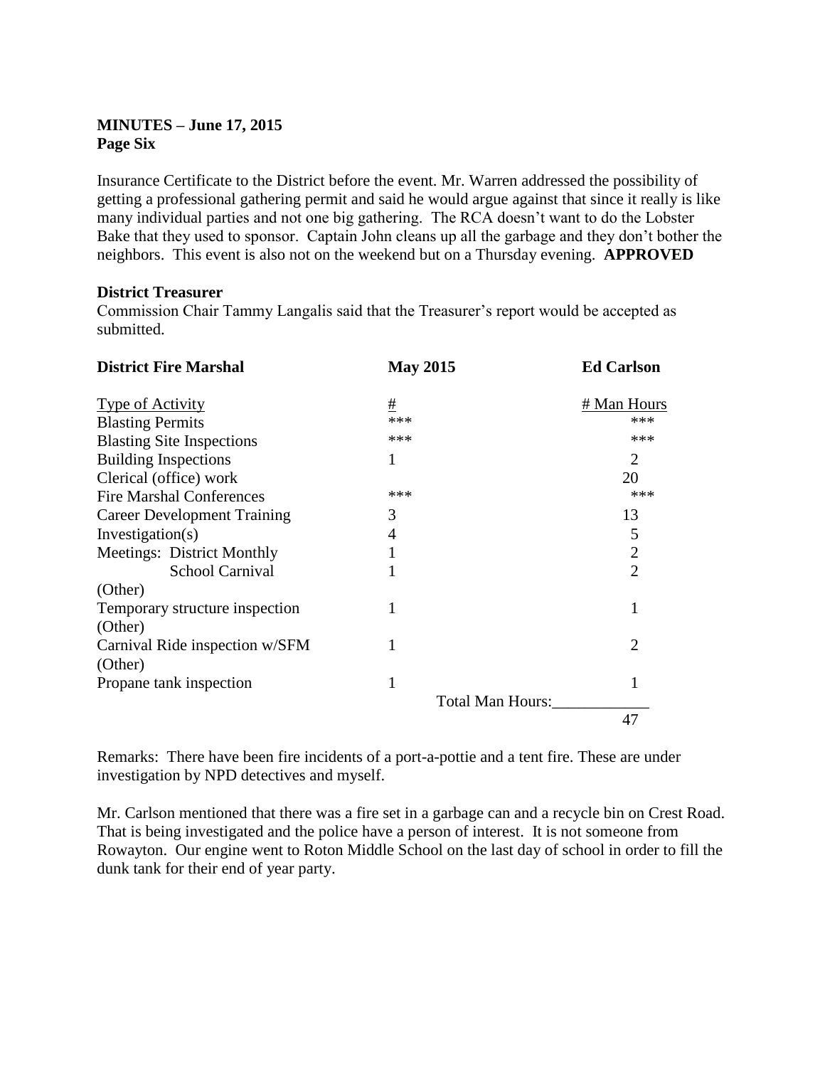**MINUTES – June 17, 2015**
**Page Six**

Insurance Certificate to the District before the event. Mr. Warren addressed the possibility of getting a professional gathering permit and said he would argue against that since it really is like many individual parties and not one big gathering. The RCA doesn't want to do the Lobster Bake that they used to sponsor. Captain John cleans up all the garbage and they don't bother the neighbors. This event is also not on the weekend but on a Thursday evening. **APPROVED**

**District Treasurer**
Commission Chair Tammy Langalis said that the Treasurer's report would be accepted as submitted.

| **District Fire Marshal** | **May 2015** | **Ed Carlson** |
|---|---|---|
| Type of Activity | # | # Man Hours |
| Blasting Permits | *** | *** |
| Blasting Site Inspections | *** | *** |
| Building Inspections | 1 | 2 |
| Clerical (office) work | | 20 |
| Fire Marshal Conferences | *** | *** |
| Career Development Training | 3 | 13 |
| Investigation(s) | 4 | 5 |
| Meetings: District Monthly | 1 | 2 |
| School Carnival | 1 | 2 |
| (Other) Temporary structure inspection | 1 | 1 |
| (Other) Carnival Ride inspection w/SFM | 1 | 2 |
| (Other) Propane tank inspection | 1 | 1 |
| | Total Man Hours: | 47 |

Remarks: There have been fire incidents of a port-a-pottie and a tent fire. These are under investigation by NPD detectives and myself.

Mr. Carlson mentioned that there was a fire set in a garbage can and a recycle bin on Crest Road. That is being investigated and the police have a person of interest. It is not someone from Rowayton. Our engine went to Roton Middle School on the last day of school in order to fill the dunk tank for their end of year party.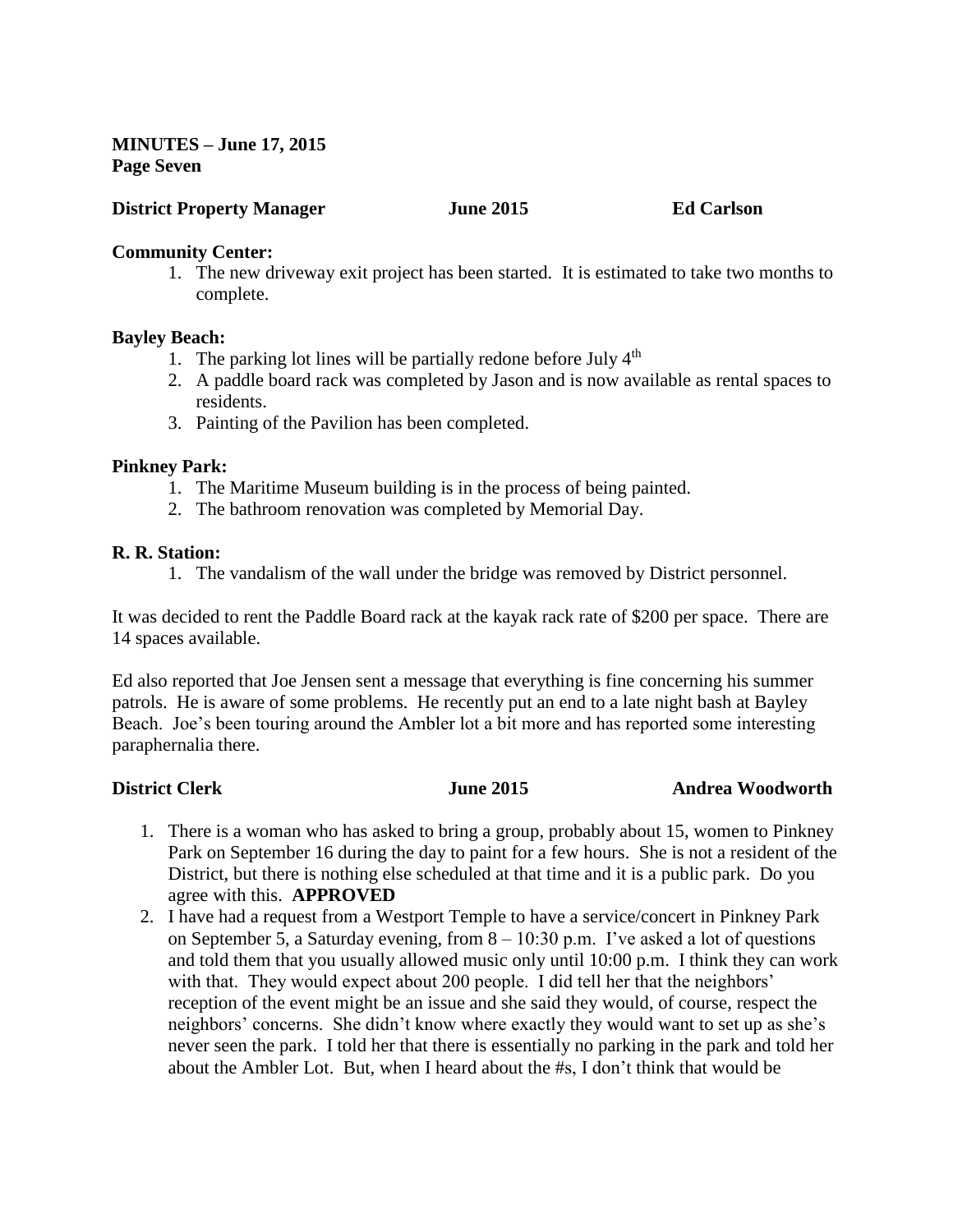**MINUTES – June 17, 2015**
**Page Seven**

**District Property Manager June 2015 Ed Carlson**

**Community Center:**

1. The new driveway exit project has been started. It is estimated to take two months to complete.

**Bayley Beach:**

1. The parking lot lines will be partially redone before July $4^{th}$
2. A paddle board rack was completed by Jason and is now available as rental spaces to residents.
3. Painting of the Pavilion has been completed.

**Pinkney Park:**

1. The Maritime Museum building is in the process of being painted.
2. The bathroom renovation was completed by Memorial Day.

**R. R. Station:**

1. The vandalism of the wall under the bridge was removed by District personnel.

It was decided to rent the Paddle Board rack at the kayak rack rate of $200 per space. There are 14 spaces available.

Ed also reported that Joe Jensen sent a message that everything is fine concerning his summer patrols. He is aware of some problems. He recently put an end to a late night bash at Bayley Beach. Joe's been touring around the Ambler lot a bit more and has reported some interesting paraphernalia there.

**District Clerk June 2015 Andrea Woodworth**

1. There is a woman who has asked to bring a group, probably about 15, women to Pinkney Park on September 16 during the day to paint for a few hours. She is not a resident of the District, but there is nothing else scheduled at that time and it is a public park. Do you agree with this. **APPROVED**
2. I have had a request from a Westport Temple to have a service/concert in Pinkney Park on September 5, a Saturday evening, from 8 – 10:30 p.m. I've asked a lot of questions and told them that you usually allowed music only until 10:00 p.m. I think they can work with that. They would expect about 200 people. I did tell her that the neighbors' reception of the event might be an issue and she said they would, of course, respect the neighbors' concerns. She didn't know where exactly they would want to set up as she's never seen the park. I told her that there is essentially no parking in the park and told her about the Ambler Lot. But, when I heard about the #s, I don't think that would be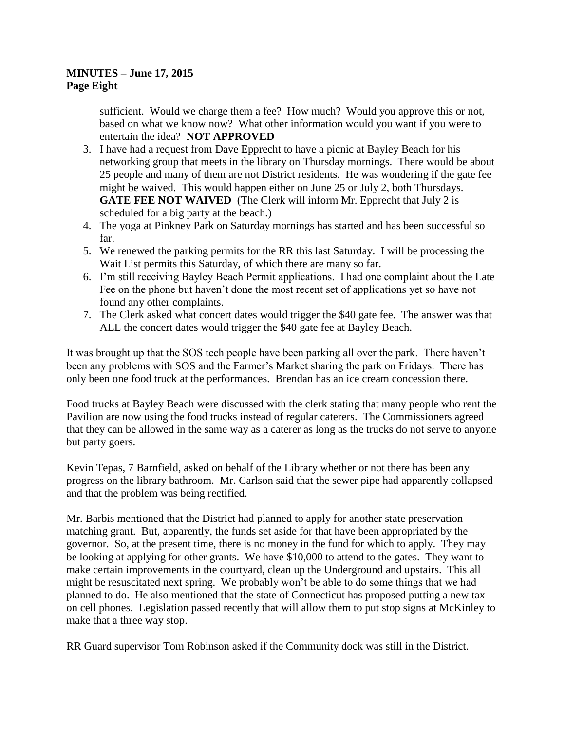sufficient. Would we charge them a fee? How much? Would you approve this or not, based on what we know now? What other information would you want if you were to entertain the idea? **NOT APPROVED**

3. I have had a request from Dave Epprecht to have a picnic at Bayley Beach for his networking group that meets in the library on Thursday mornings. There would be about 25 people and many of them are not District residents. He was wondering if the gate fee might be waived. This would happen either on June 25 or July 2, both Thursdays. **GATE FEE NOT WAIVED** (The Clerk will inform Mr. Epprecht that July 2 is scheduled for a big party at the beach.)
4. The yoga at Pinkney Park on Saturday mornings has started and has been successful so far.
5. We renewed the parking permits for the RR this last Saturday. I will be processing the Wait List permits this Saturday, of which there are many so far.
6. I'm still receiving Bayley Beach Permit applications. I had one complaint about the Late Fee on the phone but haven't done the most recent set of applications yet so have not found any other complaints.
7. The Clerk asked what concert dates would trigger the $40 gate fee. The answer was that ALL the concert dates would trigger the $40 gate fee at Bayley Beach.

It was brought up that the SOS tech people have been parking all over the park. There haven't been any problems with SOS and the Farmer's Market sharing the park on Fridays. There has only been one food truck at the performances. Brendan has an ice cream concession there.

Food trucks at Bayley Beach were discussed with the clerk stating that many people who rent the Pavilion are now using the food trucks instead of regular caterers. The Commissioners agreed that they can be allowed in the same way as a caterer as long as the trucks do not serve to anyone but party goers.

Kevin Tepas, 7 Barnfield, asked on behalf of the Library whether or not there has been any progress on the library bathroom. Mr. Carlson said that the sewer pipe had apparently collapsed and that the problem was being rectified.

Mr. Barbis mentioned that the District had planned to apply for another state preservation matching grant. But, apparently, the funds set aside for that have been appropriated by the governor. So, at the present time, there is no money in the fund for which to apply. They may be looking at applying for other grants. We have $10,000 to attend to the gates. They want to make certain improvements in the courtyard, clean up the Underground and upstairs. This all might be resuscitated next spring. We probably won't be able to do some things that we had planned to do. He also mentioned that the state of Connecticut has proposed putting a new tax on cell phones. Legislation passed recently that will allow them to put stop signs at McKinley to make that a three way stop.

RR Guard supervisor Tom Robinson asked if the Community dock was still in the District.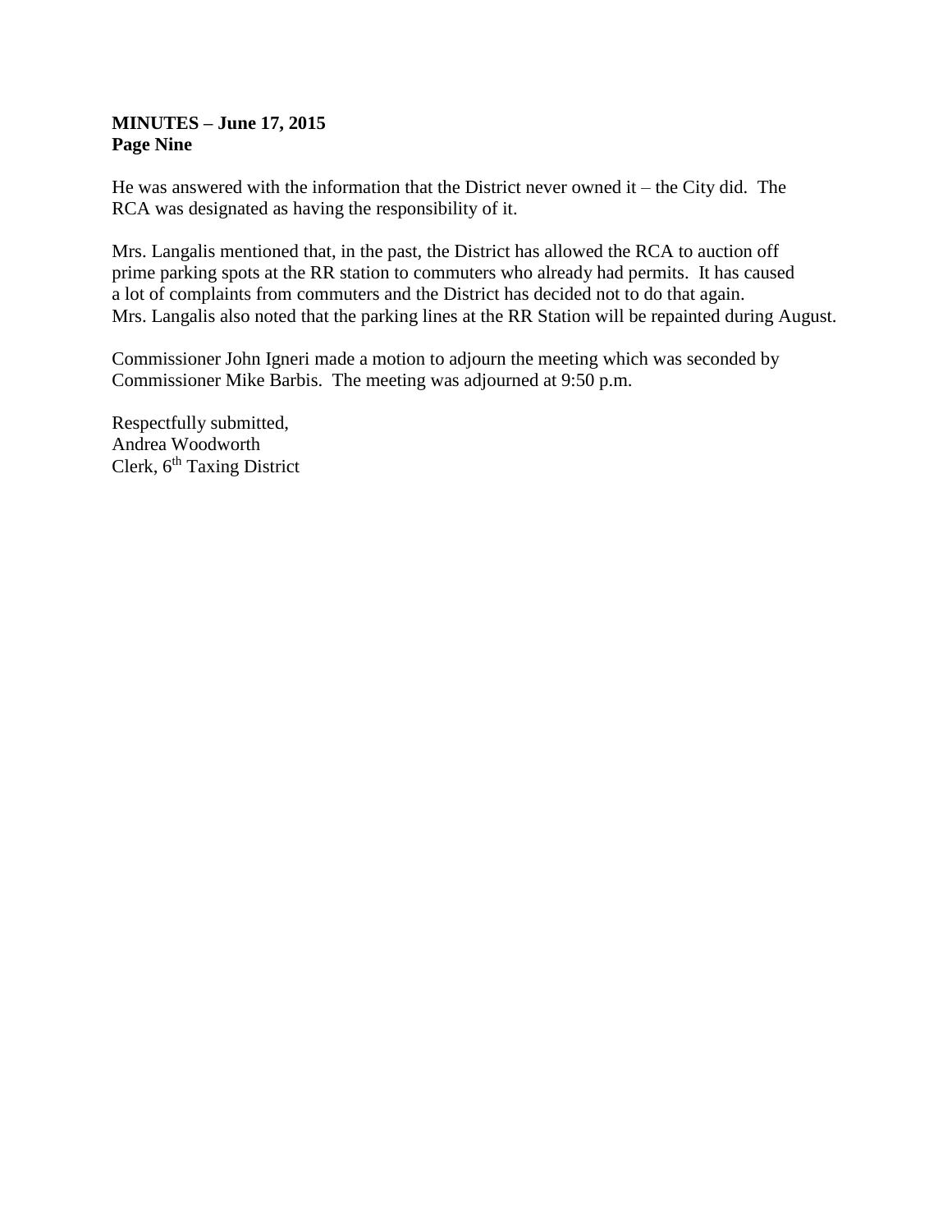**MINUTES – June 17, 2015**
**Page Nine**

He was answered with the information that the District never owned it – the City did. The RCA was designated as having the responsibility of it.

Mrs. Langalis mentioned that, in the past, the District has allowed the RCA to auction off prime parking spots at the RR station to commuters who already had permits. It has caused a lot of complaints from commuters and the District has decided not to do that again. Mrs. Langalis also noted that the parking lines at the RR Station will be repainted during August.

Commissioner John Igneri made a motion to adjourn the meeting which was seconded by Commissioner Mike Barbis. The meeting was adjourned at 9:50 p.m.

Respectfully submitted,
Andrea Woodworth
Clerk, 6th Taxing District